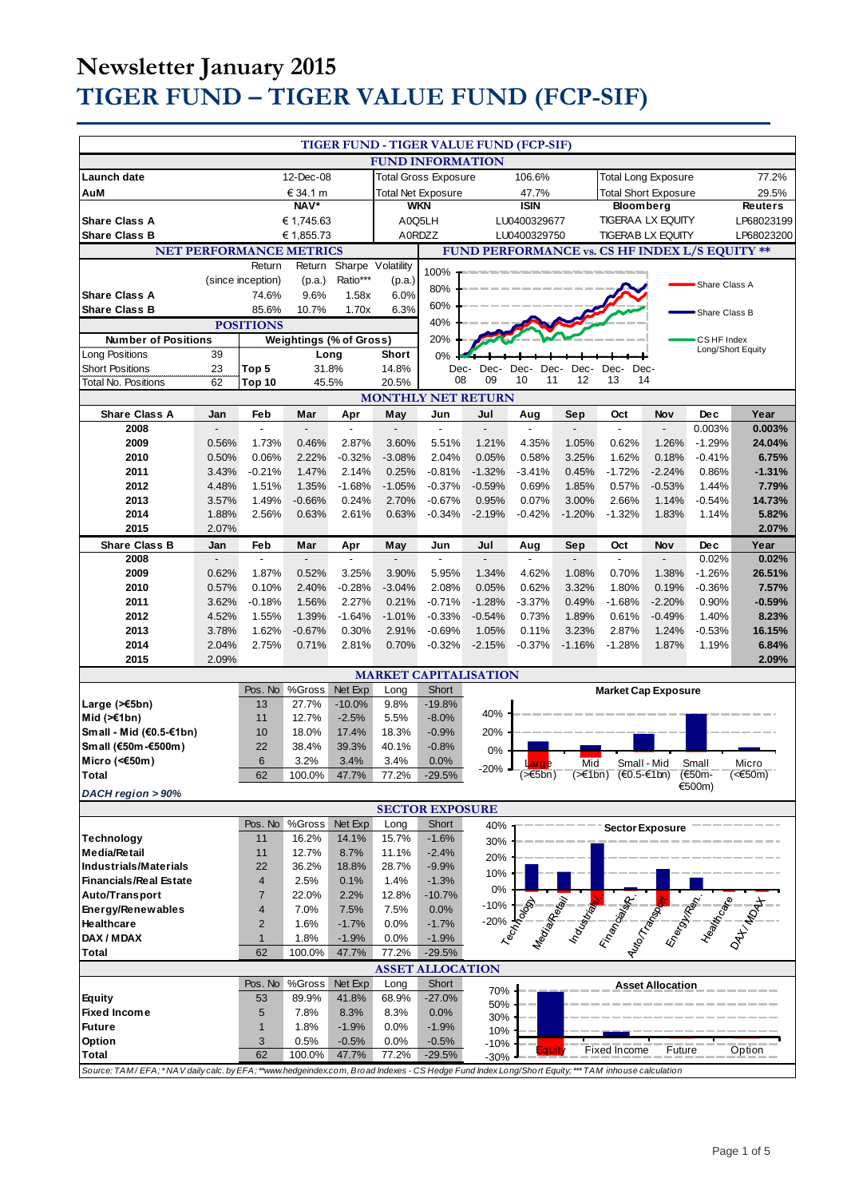# Newsletter January 2015

# TIGER FUND – TIGER VALUE FUND (FCP-SIF)

## TIGER FUND - TIGER VALUE FUND (FCP-SIF)

### FUND INFORMATION

| | | | | | |
|---|---|---|---|---|---|
| Launch date | 12-Dec-08 | Total Gross Exposure | 106.6% | Total Long Exposure | 77.2% |
| AuM | € 34.1 m | Total Net Exposure | 47.7% | Total Short Exposure | 29.5% |

| | NAV* | WKN | ISIN | Bloomberg | Reuters |
|---|---|---|---|---|---|
| Share Class A | € 1,745.63 | A0Q5LH | LU0400329677 | TIGERAA LX EQUITY | LP68023199 |
| Share Class B | € 1,855.73 | A0RDZZ | LU0400329750 | TIGERAB LX EQUITY | LP68023200 |

### NET PERFORMANCE METRICS

| | Return (since inception) | Return (p.a.) | Sharpe Ratio*** | Volatility (p.a.) |
|---|---|---|---|---|
| Share Class A | 74.6% | 9.6% | 1.58x | 6.0% |
| Share Class B | 85.6% | 10.7% | 1.70x | 6.3% |

### FUND PERFORMANCE vs. CS HF INDEX L/S EQUITY **

### POSITIONS

| Number of Positions | | Weightings (% of Gross) | Long | Short |
|---|---|---|---|---|
| Long Positions | 39 | | | |
| Short Positions | 23 | Top 5 | 31.8% | 14.8% |
| Total No. Positions | 62 | Top 10 | 45.5% | 20.5% |

### MONTHLY NET RETURN

| Share Class A | Jan | Feb | Mar | Apr | May | Jun | Jul | Aug | Sep | Oct | Nov | Dec | Year |
|---|---|---|---|---|---|---|---|---|---|---|---|---|---|
| 2008 | - | - | - | - | - | - | - | - | - | - | - | 0.003% | **0.003%** |
| 2009 | 0.56% | 1.73% | 0.46% | 2.87% | 3.60% | 5.51% | 1.21% | 4.35% | 1.05% | 0.62% | 1.26% | -1.29% | **24.04%** |
| 2010 | 0.50% | 0.06% | 2.22% | -0.32% | -3.08% | 2.04% | 0.05% | 0.58% | 3.25% | 1.62% | 0.18% | -0.41% | **6.75%** |
| 2011 | 3.43% | -0.21% | 1.47% | 2.14% | 0.25% | -0.81% | -1.32% | -3.41% | 0.45% | -1.72% | -2.24% | 0.86% | **-1.31%** |
| 2012 | 4.48% | 1.51% | 1.35% | -1.68% | -1.05% | -0.37% | -0.59% | 0.69% | 1.85% | 0.57% | -0.53% | 1.44% | **7.79%** |
| 2013 | 3.57% | 1.49% | -0.66% | 0.24% | 2.70% | -0.67% | 0.95% | 0.07% | 3.00% | 2.66% | 1.14% | -0.54% | **14.73%** |
| 2014 | 1.88% | 2.56% | 0.63% | 2.61% | 0.63% | -0.34% | -2.19% | -0.42% | -1.20% | -1.32% | 1.83% | 1.14% | **5.82%** |
| 2015 | 2.07% | | | | | | | | | | | | **2.07%** |

| Share Class B | Jan | Feb | Mar | Apr | May | Jun | Jul | Aug | Sep | Oct | Nov | Dec | Year |
|---|---|---|---|---|---|---|---|---|---|---|---|---|---|
| 2008 | - | - | - | - | - | - | - | - | - | - | - | 0.02% | **0.02%** |
| 2009 | 0.62% | 1.87% | 0.52% | 3.25% | 3.90% | 5.95% | 1.34% | 4.62% | 1.08% | 0.70% | 1.38% | -1.26% | **26.51%** |
| 2010 | 0.57% | 0.10% | 2.40% | -0.28% | -3.04% | 2.08% | 0.05% | 0.62% | 3.32% | 1.80% | 0.19% | -0.36% | **7.57%** |
| 2011 | 3.62% | -0.18% | 1.56% | 2.27% | 0.21% | -0.71% | -1.28% | -3.37% | 0.49% | -1.68% | -2.20% | 0.90% | **-0.59%** |
| 2012 | 4.52% | 1.55% | 1.39% | -1.64% | -1.01% | -0.33% | -0.54% | 0.73% | 1.89% | 0.61% | -0.49% | 1.40% | **8.23%** |
| 2013 | 3.78% | 1.62% | -0.67% | 0.30% | 2.91% | -0.69% | 1.05% | 0.11% | 3.23% | 2.87% | 1.24% | -0.53% | **16.15%** |
| 2014 | 2.04% | 2.75% | 0.71% | 2.81% | 0.70% | -0.32% | -2.15% | -0.37% | -1.16% | -1.28% | 1.87% | 1.19% | **6.84%** |
| 2015 | 2.09% | | | | | | | | | | | | **2.09%** |

### MARKET CAPITALISATION

| | Pos. No | %Gross | Net Exp | Long | Short |
|---|---|---|---|---|---|
| **Large (>€5bn)** | 13 | 27.7% | -10.0% | 9.8% | -19.8% |
| **Mid (>€1bn)** | 11 | 12.7% | -2.5% | 5.5% | -8.0% |
| **Small - Mid (€0.5-€1bn)** | 10 | 18.0% | 17.4% | 18.3% | -0.9% |
| **Small (€50m-€500m)** | 22 | 38.4% | 39.3% | 40.1% | -0.8% |
| **Micro (<€50m)** | 6 | 3.2% | 3.4% | 3.4% | 0.0% |
| **Total** | 62 | 100.0% | 47.7% | 77.2% | -29.5% |

*DACH region > 90%*

### SECTOR EXPOSURE

| | Pos. No | %Gross | Net Exp | Long | Short |
|---|---|---|---|---|---|
| **Technology** | 11 | 16.2% | 14.1% | 15.7% | -1.6% |
| **Media/Retail** | 11 | 12.7% | 8.7% | 11.1% | -2.4% |
| **Industrials/Materials** | 22 | 36.2% | 18.8% | 28.7% | -9.9% |
| **Financials/Real Estate** | 4 | 2.5% | 0.1% | 1.4% | -1.3% |
| **Auto/Transport** | 7 | 22.0% | 2.2% | 12.8% | -10.7% |
| **Energy/Renewables** | 4 | 7.0% | 7.5% | 7.5% | 0.0% |
| **Healthcare** | 2 | 1.6% | -1.7% | 0.0% | -1.7% |
| **DAX / MDAX** | 1 | 1.8% | -1.9% | 0.0% | -1.9% |
| **Total** | 62 | 100.0% | 47.7% | 77.2% | -29.5% |

### ASSET ALLOCATION

| | Pos. No | %Gross | Net Exp | Long | Short |
|---|---|---|---|---|---|
| **Equity** | 53 | 89.9% | 41.8% | 68.9% | -27.0% |
| **Fixed Income** | 5 | 7.8% | 8.3% | 8.3% | 0.0% |
| **Future** | 1 | 1.8% | -1.9% | 0.0% | -1.9% |
| **Option** | 3 | 0.5% | -0.5% | 0.0% | -0.5% |
| **Total** | 62 | 100.0% | 47.7% | 77.2% | -29.5% |

*Source: TAM / EFA; *NAV daily calc. by EFA; **www.hedgeindex.com, Broad Indexes - CS Hedge Fund Index Long/Short Equity; *** TAM inhouse calculation*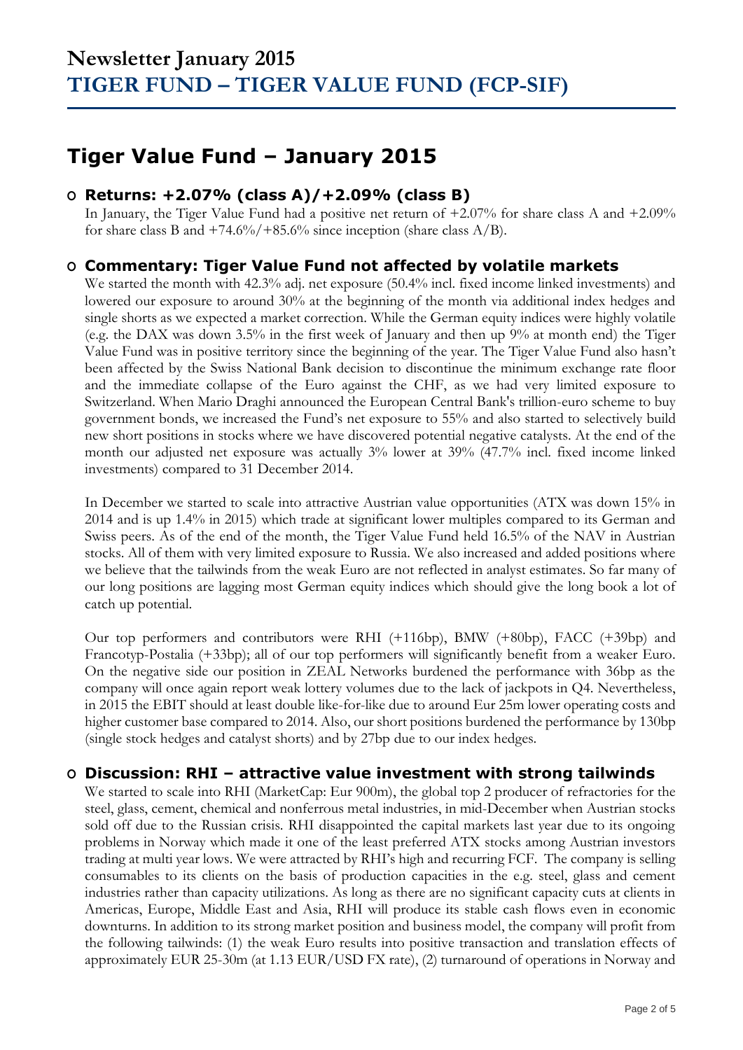# Newsletter January 2015
# TIGER FUND – TIGER VALUE FUND (FCP-SIF)

## Tiger Value Fund – January 2015

### Returns: +2.07% (class A)/+2.09% (class B)

In January, the Tiger Value Fund had a positive net return of +2.07% for share class A and +2.09% for share class B and +74.6%/+85.6% since inception (share class A/B).

### Commentary: Tiger Value Fund not affected by volatile markets

We started the month with 42.3% adj. net exposure (50.4% incl. fixed income linked investments) and lowered our exposure to around 30% at the beginning of the month via additional index hedges and single shorts as we expected a market correction. While the German equity indices were highly volatile (e.g. the DAX was down 3.5% in the first week of January and then up 9% at month end) the Tiger Value Fund was in positive territory since the beginning of the year. The Tiger Value Fund also hasn't been affected by the Swiss National Bank decision to discontinue the minimum exchange rate floor and the immediate collapse of the Euro against the CHF, as we had very limited exposure to Switzerland. When Mario Draghi announced the European Central Bank's trillion-euro scheme to buy government bonds, we increased the Fund's net exposure to 55% and also started to selectively build new short positions in stocks where we have discovered potential negative catalysts. At the end of the month our adjusted net exposure was actually 3% lower at 39% (47.7% incl. fixed income linked investments) compared to 31 December 2014.

In December we started to scale into attractive Austrian value opportunities (ATX was down 15% in 2014 and is up 1.4% in 2015) which trade at significant lower multiples compared to its German and Swiss peers. As of the end of the month, the Tiger Value Fund held 16.5% of the NAV in Austrian stocks. All of them with very limited exposure to Russia. We also increased and added positions where we believe that the tailwinds from the weak Euro are not reflected in analyst estimates. So far many of our long positions are lagging most German equity indices which should give the long book a lot of catch up potential.

Our top performers and contributors were RHI (+116bp), BMW (+80bp), FACC (+39bp) and Francotyp-Postalia (+33bp); all of our top performers will significantly benefit from a weaker Euro. On the negative side our position in ZEAL Networks burdened the performance with 36bp as the company will once again report weak lottery volumes due to the lack of jackpots in Q4. Nevertheless, in 2015 the EBIT should at least double like-for-like due to around Eur 25m lower operating costs and higher customer base compared to 2014. Also, our short positions burdened the performance by 130bp (single stock hedges and catalyst shorts) and by 27bp due to our index hedges.

### Discussion: RHI – attractive value investment with strong tailwinds

We started to scale into RHI (MarketCap: Eur 900m), the global top 2 producer of refractories for the steel, glass, cement, chemical and nonferrous metal industries, in mid-December when Austrian stocks sold off due to the Russian crisis. RHI disappointed the capital markets last year due to its ongoing problems in Norway which made it one of the least preferred ATX stocks among Austrian investors trading at multi year lows. We were attracted by RHI's high and recurring FCF. The company is selling consumables to its clients on the basis of production capacities in the e.g. steel, glass and cement industries rather than capacity utilizations. As long as there are no significant capacity cuts at clients in Americas, Europe, Middle East and Asia, RHI will produce its stable cash flows even in economic downturns. In addition to its strong market position and business model, the company will profit from the following tailwinds: (1) the weak Euro results into positive transaction and translation effects of approximately EUR 25-30m (at 1.13 EUR/USD FX rate), (2) turnaround of operations in Norway and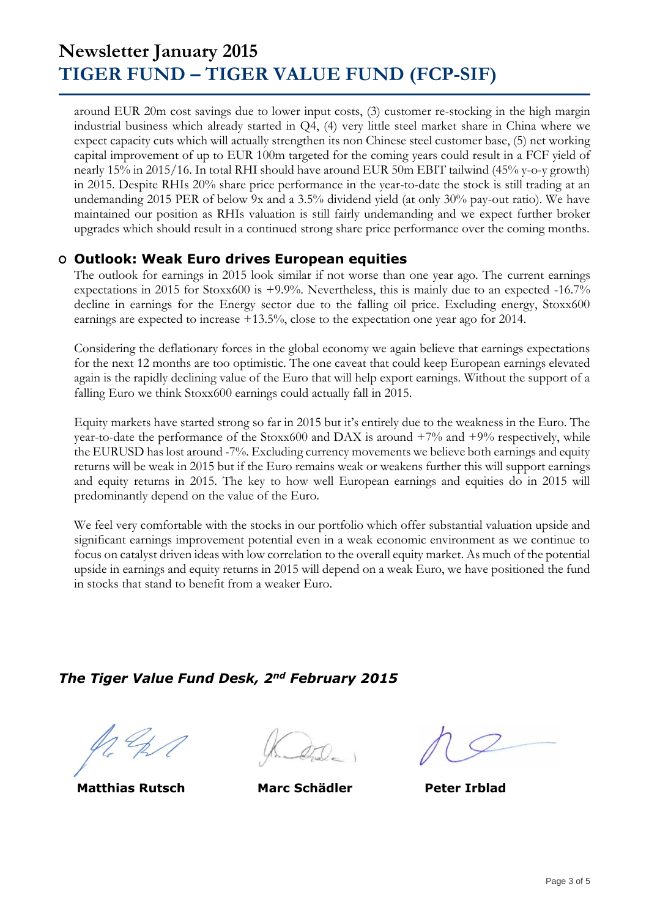around EUR 20m cost savings due to lower input costs, (3) customer re-stocking in the high margin industrial business which already started in Q4, (4) very little steel market share in China where we expect capacity cuts which will actually strengthen its non Chinese steel customer base, (5) net working capital improvement of up to EUR 100m targeted for the coming years could result in a FCF yield of nearly 15% in 2015/16. In total RHI should have around EUR 50m EBIT tailwind (45% y-o-y growth) in 2015. Despite RHIs 20% share price performance in the year-to-date the stock is still trading at an undemanding 2015 PER of below 9x and a 3.5% dividend yield (at only 30% pay-out ratio). We have maintained our position as RHIs valuation is still fairly undemanding and we expect further broker upgrades which should result in a continued strong share price performance over the coming months.

- **Outlook: Weak Euro drives European equities**

  The outlook for earnings in 2015 look similar if not worse than one year ago. The current earnings expectations in 2015 for Stoxx600 is +9.9%. Nevertheless, this is mainly due to an expected -16.7% decline in earnings for the Energy sector due to the falling oil price. Excluding energy, Stoxx600 earnings are expected to increase +13.5%, close to the expectation one year ago for 2014.

  Considering the deflationary forces in the global economy we again believe that earnings expectations for the next 12 months are too optimistic. The one caveat that could keep European earnings elevated again is the rapidly declining value of the Euro that will help export earnings. Without the support of a falling Euro we think Stoxx600 earnings could actually fall in 2015.

  Equity markets have started strong so far in 2015 but it's entirely due to the weakness in the Euro. The year-to-date the performance of the Stoxx600 and DAX is around +7% and +9% respectively, while the EURUSD has lost around -7%. Excluding currency movements we believe both earnings and equity returns will be weak in 2015 but if the Euro remains weak or weakens further this will support earnings and equity returns in 2015. The key to how well European earnings and equities do in 2015 will predominantly depend on the value of the Euro.

  We feel very comfortable with the stocks in our portfolio which offer substantial valuation upside and significant earnings improvement potential even in a weak economic environment as we continue to focus on catalyst driven ideas with low correlation to the overall equity market. As much of the potential upside in earnings and equity returns in 2015 will depend on a weak Euro, we have positioned the fund in stocks that stand to benefit from a weaker Euro.

***The Tiger Value Fund Desk, 2nd February 2015***

**Matthias Rutsch** **Marc Schädler** **Peter Irblad**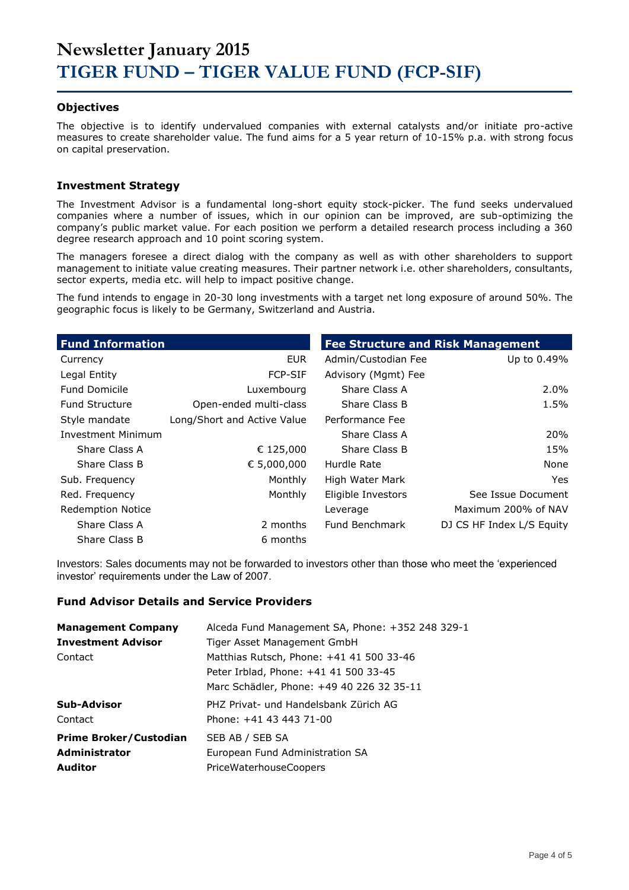# Newsletter January 2015
# TIGER FUND – TIGER VALUE FUND (FCP-SIF)

## Objectives

The objective is to identify undervalued companies with external catalysts and/or initiate pro-active measures to create shareholder value. The fund aims for a 5 year return of 10-15% p.a. with strong focus on capital preservation.

## Investment Strategy

The Investment Advisor is a fundamental long-short equity stock-picker. The fund seeks undervalued companies where a number of issues, which in our opinion can be improved, are sub-optimizing the company's public market value. For each position we perform a detailed research process including a 360 degree research approach and 10 point scoring system.

The managers foresee a direct dialog with the company as well as with other shareholders to support management to initiate value creating measures. Their partner network i.e. other shareholders, consultants, sector experts, media etc. will help to impact positive change.

The fund intends to engage in 20-30 long investments with a target net long exposure of around 50%. The geographic focus is likely to be Germany, Switzerland and Austria.

| Fund Information | |
|---|---|
| Currency | EUR |
| Legal Entity | FCP-SIF |
| Fund Domicile | Luxembourg |
| Fund Structure | Open-ended multi-class |
| Style mandate | Long/Short and Active Value |
| Investment Minimum | |
| Share Class A | € 125,000 |
| Share Class B | € 5,000,000 |
| Sub. Frequency | Monthly |
| Red. Frequency | Monthly |
| Redemption Notice | |
| Share Class A | 2 months |
| Share Class B | 6 months |

| Fee Structure and Risk Management | |
|---|---|
| Admin/Custodian Fee | Up to 0.49% |
| Advisory (Mgmt) Fee | |
| Share Class A | 2.0% |
| Share Class B | 1.5% |
| Performance Fee | |
| Share Class A | 20% |
| Share Class B | 15% |
| Hurdle Rate | None |
| High Water Mark | Yes |
| Eligible Investors | See Issue Document |
| Leverage | Maximum 200% of NAV |
| Fund Benchmark | DJ CS HF Index L/S Equity |

Investors: Sales documents may not be forwarded to investors other than those who meet the 'experienced investor' requirements under the Law of 2007.

## Fund Advisor Details and Service Providers

| | |
|---|---|
| **Management Company** | Alceda Fund Management SA, Phone: +352 248 329-1 |
| **Investment Advisor** | Tiger Asset Management GmbH |
| Contact | Matthias Rutsch, Phone: +41 41 500 33-46 |
| | Peter Irblad, Phone: +41 41 500 33-45 |
| | Marc Schädler, Phone: +49 40 226 32 35-11 |
| **Sub-Advisor** | PHZ Privat- und Handelsbank Zürich AG |
| Contact | Phone: +41 43 443 71-00 |
| **Prime Broker/Custodian** | SEB AB / SEB SA |
| **Administrator** | European Fund Administration SA |
| **Auditor** | PriceWaterhouseCoopers |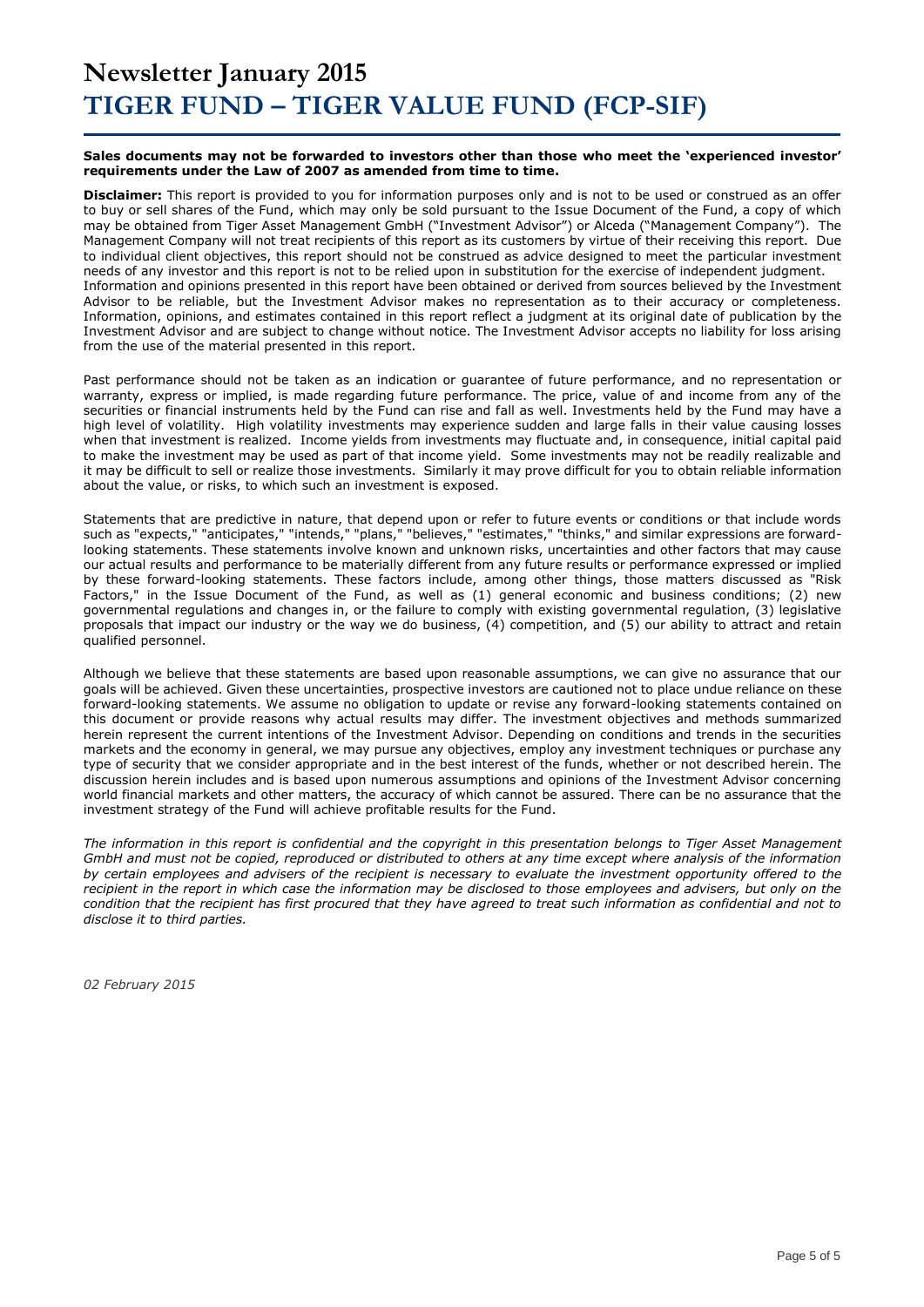# Newsletter January 2015

# TIGER FUND – TIGER VALUE FUND (FCP-SIF)

**Sales documents may not be forwarded to investors other than those who meet the 'experienced investor' requirements under the Law of 2007 as amended from time to time.**

**Disclaimer:** This report is provided to you for information purposes only and is not to be used or construed as an offer to buy or sell shares of the Fund, which may only be sold pursuant to the Issue Document of the Fund, a copy of which may be obtained from Tiger Asset Management GmbH ("Investment Advisor") or Alceda ("Management Company"). The Management Company will not treat recipients of this report as its customers by virtue of their receiving this report. Due to individual client objectives, this report should not be construed as advice designed to meet the particular investment needs of any investor and this report is not to be relied upon in substitution for the exercise of independent judgment. Information and opinions presented in this report have been obtained or derived from sources believed by the Investment Advisor to be reliable, but the Investment Advisor makes no representation as to their accuracy or completeness. Information, opinions, and estimates contained in this report reflect a judgment at its original date of publication by the Investment Advisor and are subject to change without notice. The Investment Advisor accepts no liability for loss arising from the use of the material presented in this report.

Past performance should not be taken as an indication or guarantee of future performance, and no representation or warranty, express or implied, is made regarding future performance. The price, value of and income from any of the securities or financial instruments held by the Fund can rise and fall as well. Investments held by the Fund may have a high level of volatility. High volatility investments may experience sudden and large falls in their value causing losses when that investment is realized. Income yields from investments may fluctuate and, in consequence, initial capital paid to make the investment may be used as part of that income yield. Some investments may not be readily realizable and it may be difficult to sell or realize those investments. Similarly it may prove difficult for you to obtain reliable information about the value, or risks, to which such an investment is exposed.

Statements that are predictive in nature, that depend upon or refer to future events or conditions or that include words such as "expects," "anticipates," "intends," "plans," "believes," "estimates," "thinks," and similar expressions are forward-looking statements. These statements involve known and unknown risks, uncertainties and other factors that may cause our actual results and performance to be materially different from any future results or performance expressed or implied by these forward-looking statements. These factors include, among other things, those matters discussed as "Risk Factors," in the Issue Document of the Fund, as well as (1) general economic and business conditions; (2) new governmental regulations and changes in, or the failure to comply with existing governmental regulation, (3) legislative proposals that impact our industry or the way we do business, (4) competition, and (5) our ability to attract and retain qualified personnel.

Although we believe that these statements are based upon reasonable assumptions, we can give no assurance that our goals will be achieved. Given these uncertainties, prospective investors are cautioned not to place undue reliance on these forward-looking statements. We assume no obligation to update or revise any forward-looking statements contained on this document or provide reasons why actual results may differ. The investment objectives and methods summarized herein represent the current intentions of the Investment Advisor. Depending on conditions and trends in the securities markets and the economy in general, we may pursue any objectives, employ any investment techniques or purchase any type of security that we consider appropriate and in the best interest of the funds, whether or not described herein. The discussion herein includes and is based upon numerous assumptions and opinions of the Investment Advisor concerning world financial markets and other matters, the accuracy of which cannot be assured. There can be no assurance that the investment strategy of the Fund will achieve profitable results for the Fund.

*The information in this report is confidential and the copyright in this presentation belongs to Tiger Asset Management GmbH and must not be copied, reproduced or distributed to others at any time except where analysis of the information by certain employees and advisers of the recipient is necessary to evaluate the investment opportunity offered to the recipient in the report in which case the information may be disclosed to those employees and advisers, but only on the condition that the recipient has first procured that they have agreed to treat such information as confidential and not to disclose it to third parties.*

*02 February 2015*